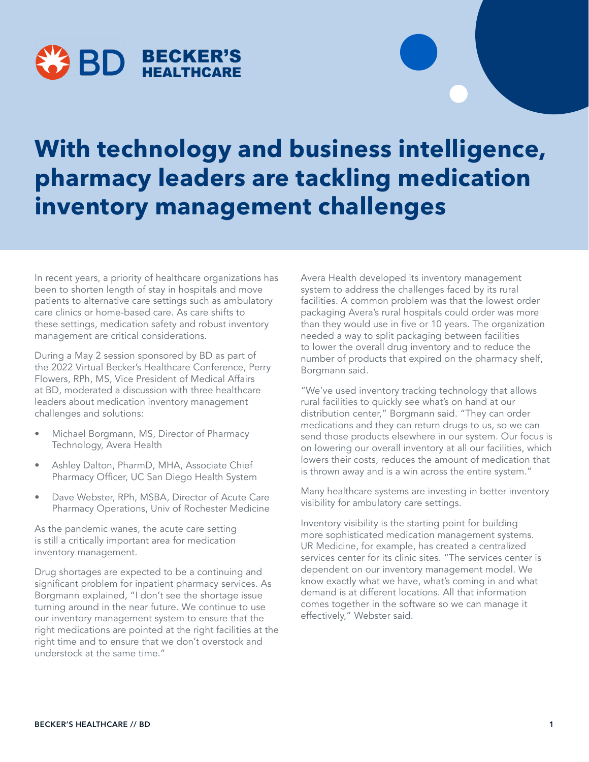# With technology and business intelligence, pharmacy leaders are tackling medication inventory management challenges

In recent years, a priority of healthcare organizations has been to shorten length of stay in hospitals and move patients to alternative care settings such as ambulatory care clinics or home-based care. As care shifts to these settings, medication safety and robust inventory management are critical considerations.

During a May 2 session sponsored by BD as part of the 2022 Virtual Becker's Healthcare Conference, Perry Flowers, RPh, MS, Vice President of Medical Affairs at BD, moderated a discussion with three healthcare leaders about medication inventory management challenges and solutions:

- Michael Borgmann, MS, Director of Pharmacy Technology, Avera Health
- Ashley Dalton, PharmD, MHA, Associate Chief Pharmacy Officer, UC San Diego Health System
- Dave Webster, RPh, MSBA, Director of Acute Care Pharmacy Operations, Univ of Rochester Medicine

As the pandemic wanes, the acute care setting is still a critically important area for medication inventory management.

Drug shortages are expected to be a continuing and significant problem for inpatient pharmacy services. As Borgmann explained, "I don't see the shortage issue turning around in the near future. We continue to use our inventory management system to ensure that the right medications are pointed at the right facilities at the right time and to ensure that we don't overstock and understock at the same time."

Avera Health developed its inventory management system to address the challenges faced by its rural facilities. A common problem was that the lowest order packaging Avera's rural hospitals could order was more than they would use in five or 10 years. The organization needed a way to split packaging between facilities to lower the overall drug inventory and to reduce the number of products that expired on the pharmacy shelf, Borgmann said.

"We've used inventory tracking technology that allows rural facilities to quickly see what's on hand at our distribution center," Borgmann said. "They can order medications and they can return drugs to us, so we can send those products elsewhere in our system. Our focus is on lowering our overall inventory at all our facilities, which lowers their costs, reduces the amount of medication that is thrown away and is a win across the entire system."

Many healthcare systems are investing in better inventory visibility for ambulatory care settings.

Inventory visibility is the starting point for building more sophisticated medication management systems. UR Medicine, for example, has created a centralized services center for its clinic sites. "The services center is dependent on our inventory management model. We know exactly what we have, what's coming in and what demand is at different locations. All that information comes together in the software so we can manage it effectively," Webster said.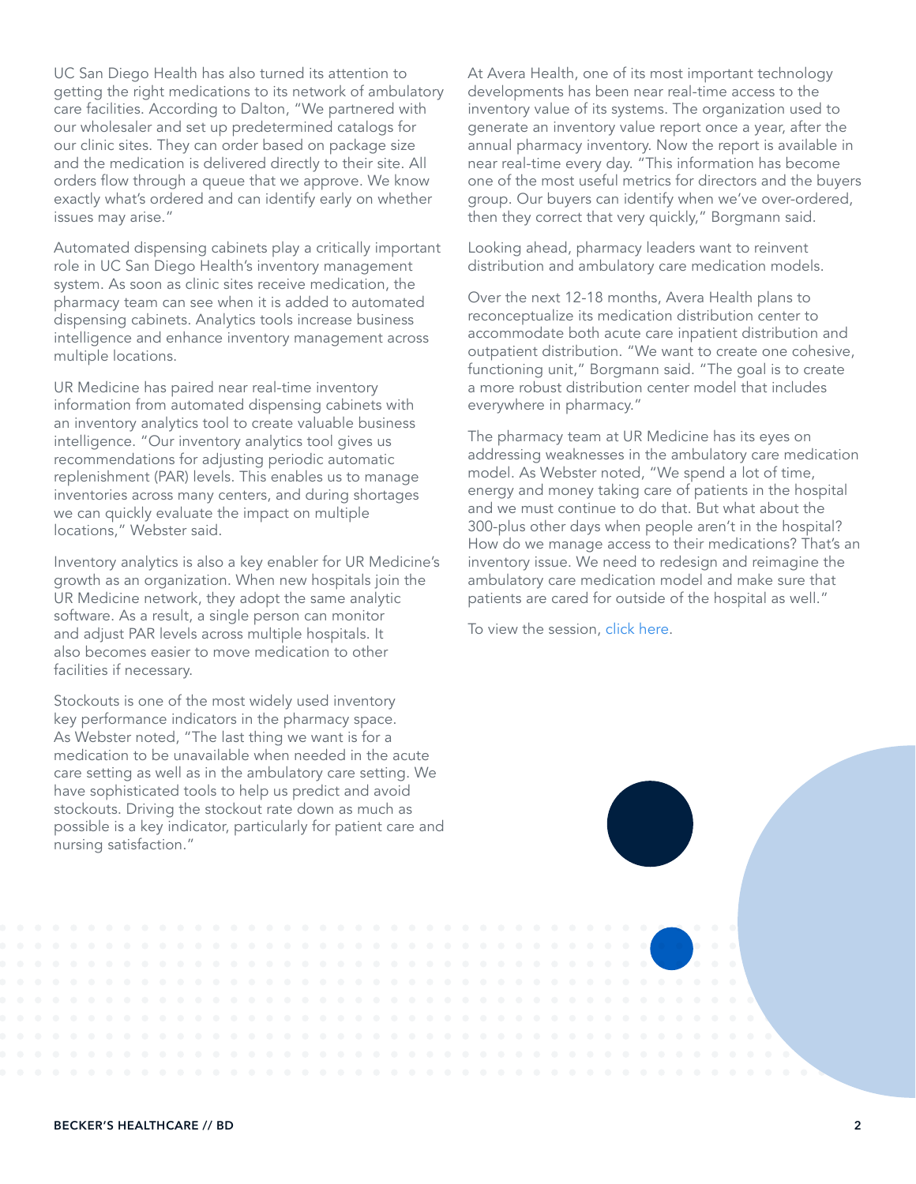UC San Diego Health has also turned its attention to getting the right medications to its network of ambulatory care facilities. According to Dalton, "We partnered with our wholesaler and set up predetermined catalogs for our clinic sites. They can order based on package size and the medication is delivered directly to their site. All orders flow through a queue that we approve. We know exactly what's ordered and can identify early on whether issues may arise."

Automated dispensing cabinets play a critically important role in UC San Diego Health's inventory management system. As soon as clinic sites receive medication, the pharmacy team can see when it is added to automated dispensing cabinets. Analytics tools increase business intelligence and enhance inventory management across multiple locations.

UR Medicine has paired near real-time inventory information from automated dispensing cabinets with an inventory analytics tool to create valuable business intelligence. "Our inventory analytics tool gives us recommendations for adjusting periodic automatic replenishment (PAR) levels. This enables us to manage inventories across many centers, and during shortages we can quickly evaluate the impact on multiple locations," Webster said.

Inventory analytics is also a key enabler for UR Medicine's growth as an organization. When new hospitals join the UR Medicine network, they adopt the same analytic software. As a result, a single person can monitor and adjust PAR levels across multiple hospitals. It also becomes easier to move medication to other facilities if necessary.

Stockouts is one of the most widely used inventory key performance indicators in the pharmacy space. As Webster noted, "The last thing we want is for a medication to be unavailable when needed in the acute care setting as well as in the ambulatory care setting. We have sophisticated tools to help us predict and avoid stockouts. Driving the stockout rate down as much as possible is a key indicator, particularly for patient care and nursing satisfaction."

At Avera Health, one of its most important technology developments has been near real-time access to the inventory value of its systems. The organization used to generate an inventory value report once a year, after the annual pharmacy inventory. Now the report is available in near real-time every day. "This information has become one of the most useful metrics for directors and the buyers group. Our buyers can identify when we've over-ordered, then they correct that very quickly," Borgmann said.

Looking ahead, pharmacy leaders want to reinvent distribution and ambulatory care medication models.

Over the next 12-18 months, Avera Health plans to reconceptualize its medication distribution center to accommodate both acute care inpatient distribution and outpatient distribution. "We want to create one cohesive, functioning unit," Borgmann said. "The goal is to create a more robust distribution center model that includes everywhere in pharmacy."

The pharmacy team at UR Medicine has its eyes on addressing weaknesses in the ambulatory care medication model. As Webster noted, "We spend a lot of time, energy and money taking care of patients in the hospital and we must continue to do that. But what about the 300-plus other days when people aren't in the hospital? How do we manage access to their medications? That's an inventory issue. We need to redesign and reimagine the ambulatory care medication model and make sure that patients are cared for outside of the hospital as well."

To view the session, click here.